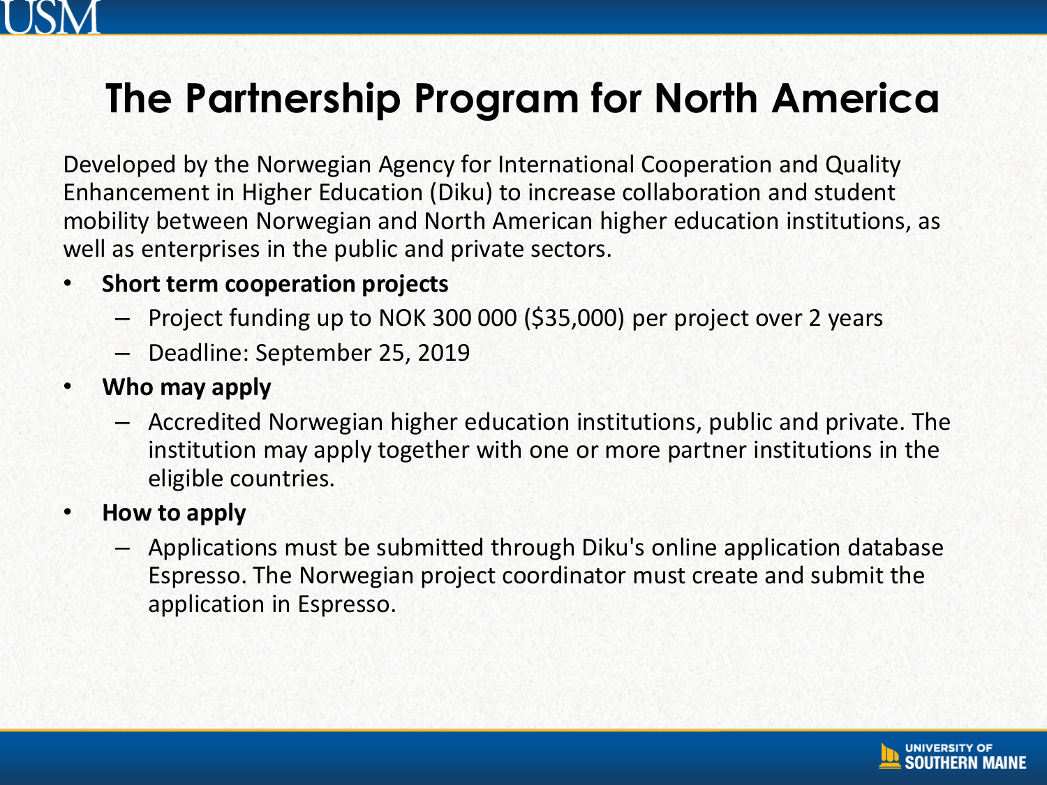# The Partnership Program for North America

Developed by the Norwegian Agency for International Cooperation and Quality Enhancement in Higher Education (Diku) to increase collaboration and student mobility between Norwegian and North American higher education institutions, as well as enterprises in the public and private sectors.

- **Short term cooperation projects**
  - Project funding up to NOK 300 000 ($35,000) per project over 2 years
  - Deadline: September 25, 2019
- **Who may apply**
  - Accredited Norwegian higher education institutions, public and private. The institution may apply together with one or more partner institutions in the eligible countries.
- **How to apply**
  - Applications must be submitted through Diku's online application database Espresso. The Norwegian project coordinator must create and submit the application in Espresso.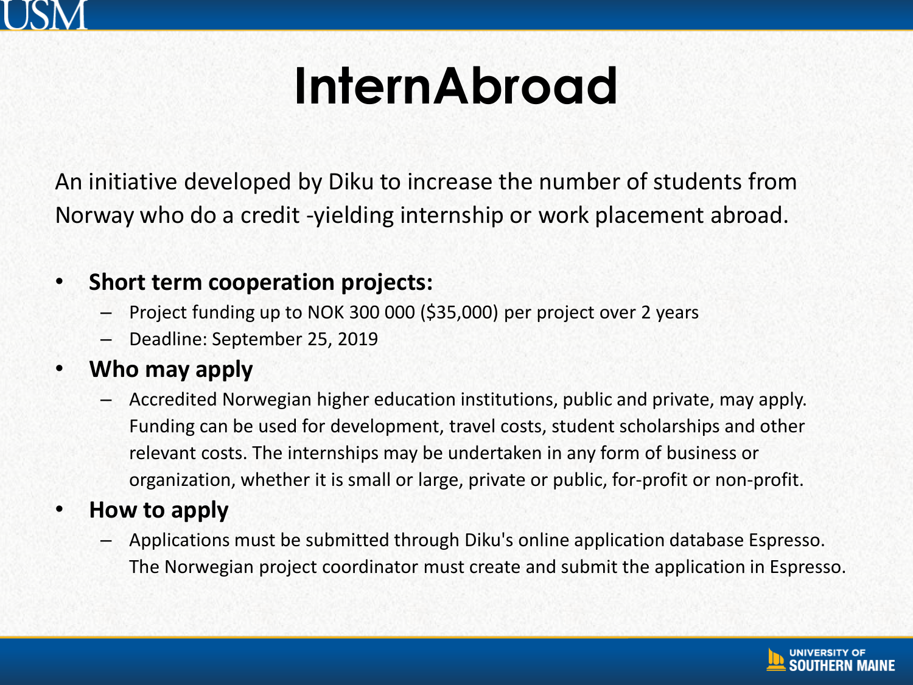# InternAbroad

An initiative developed by Diku to increase the number of students from Norway who do a credit -yielding internship or work placement abroad.

- **Short term cooperation projects:**
  - Project funding up to NOK 300 000 ($35,000) per project over 2 years
  - Deadline: September 25, 2019
- **Who may apply**
  - Accredited Norwegian higher education institutions, public and private, may apply. Funding can be used for development, travel costs, student scholarships and other relevant costs. The internships may be undertaken in any form of business or organization, whether it is small or large, private or public, for-profit or non-profit.
- **How to apply**
  - Applications must be submitted through Diku's online application database Espresso. The Norwegian project coordinator must create and submit the application in Espresso.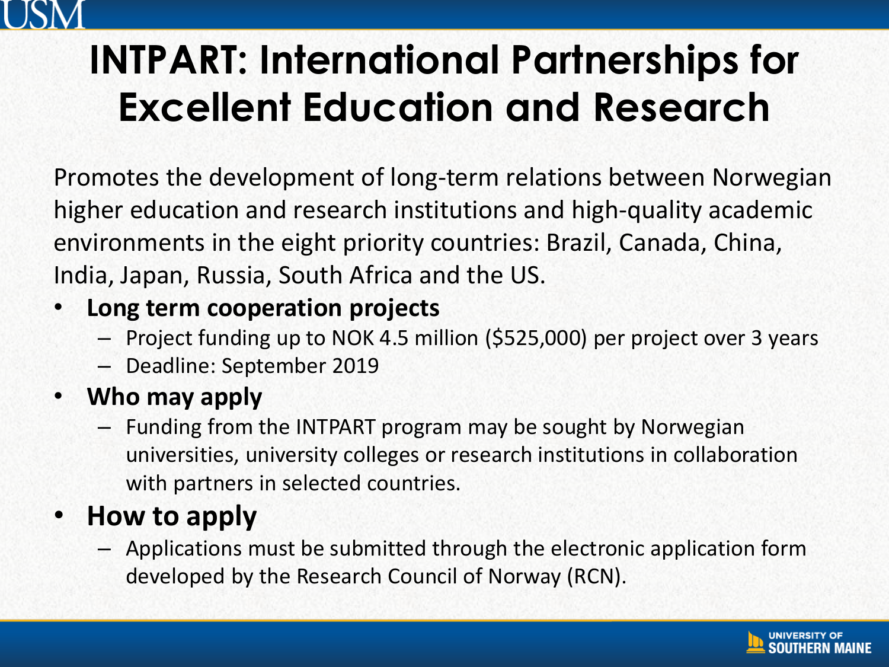# INTPART: International Partnerships for Excellent Education and Research

Promotes the development of long-term relations between Norwegian higher education and research institutions and high-quality academic environments in the eight priority countries: Brazil, Canada, China, India, Japan, Russia, South Africa and the US.

- **Long term cooperation projects**
  - Project funding up to NOK 4.5 million ($525,000) per project over 3 years
  - Deadline: September 2019
- **Who may apply**
  - Funding from the INTPART program may be sought by Norwegian universities, university colleges or research institutions in collaboration with partners in selected countries.
- **How to apply**
  - Applications must be submitted through the electronic application form developed by the Research Council of Norway (RCN).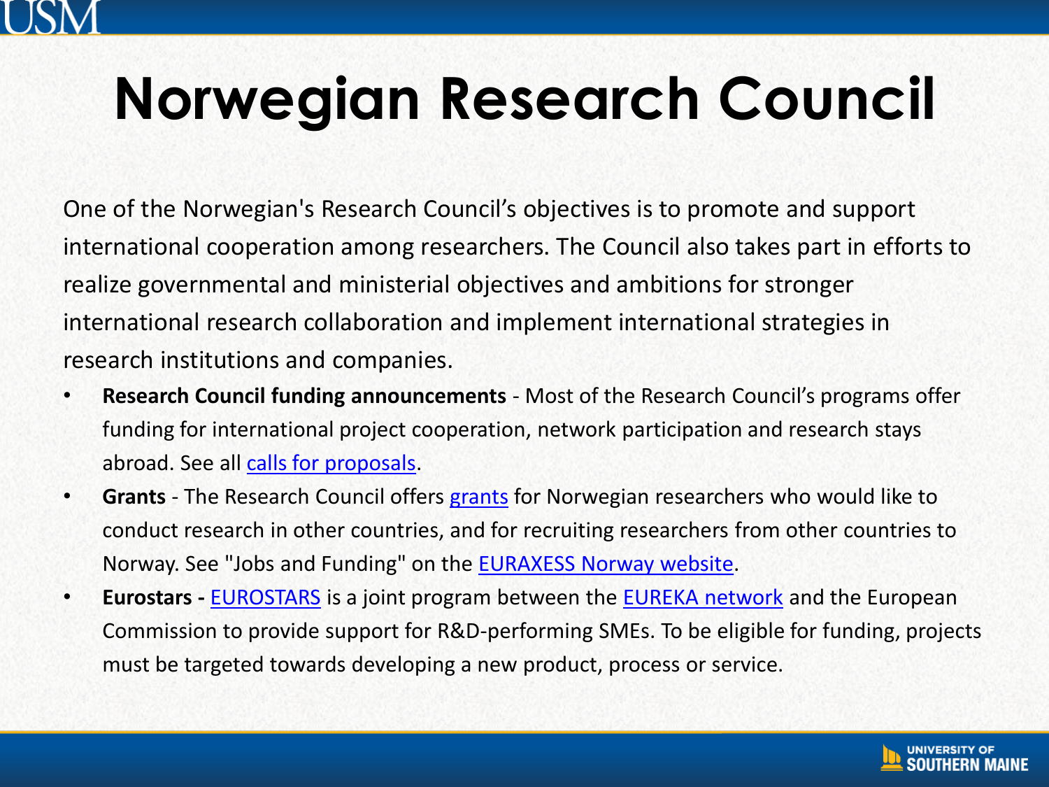# Norwegian Research Council

One of the Norwegian's Research Council's objectives is to promote and support international cooperation among researchers. The Council also takes part in efforts to realize governmental and ministerial objectives and ambitions for stronger international research collaboration and implement international strategies in research institutions and companies.

- **Research Council funding announcements** - Most of the Research Council's programs offer funding for international project cooperation, network participation and research stays abroad. See all calls for proposals.
- **Grants** - The Research Council offers grants for Norwegian researchers who would like to conduct research in other countries, and for recruiting researchers from other countries to Norway. See "Jobs and Funding" on the EURAXESS Norway website.
- **Eurostars -** EUROSTARS is a joint program between the EUREKA network and the European Commission to provide support for R&D-performing SMEs. To be eligible for funding, projects must be targeted towards developing a new product, process or service.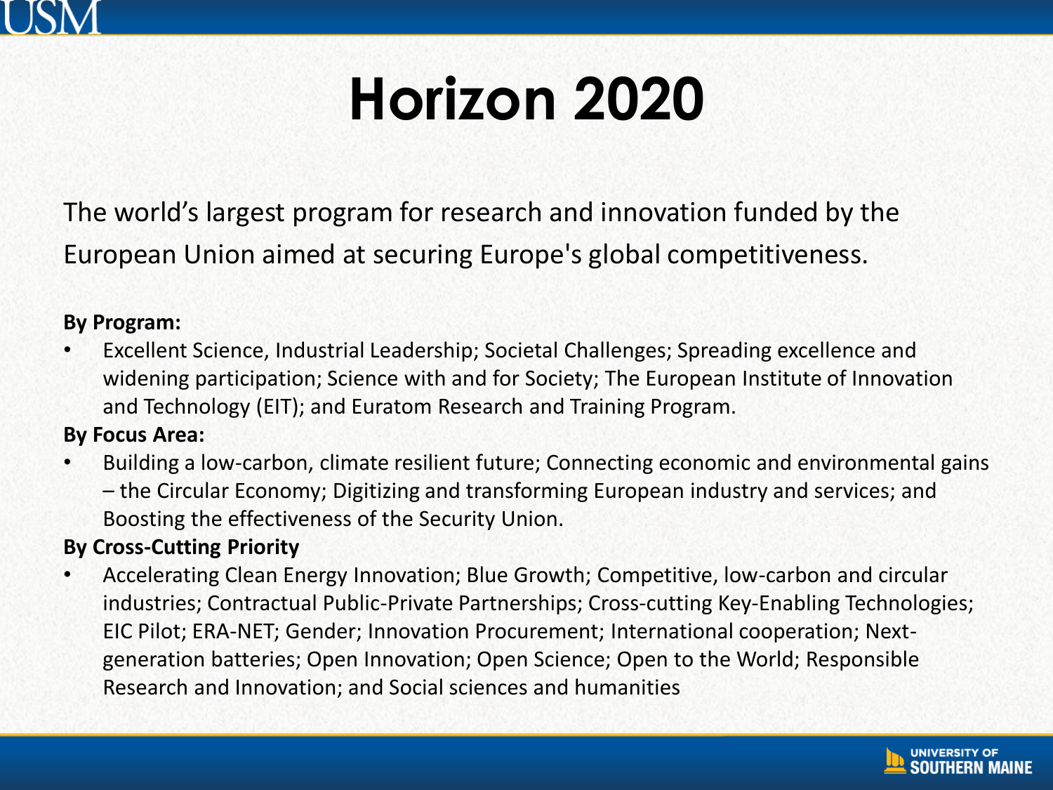# Horizon 2020

The world's largest program for research and innovation funded by the European Union aimed at securing Europe's global competitiveness.

**By Program:**

- Excellent Science, Industrial Leadership; Societal Challenges; Spreading excellence and widening participation; Science with and for Society; The European Institute of Innovation and Technology (EIT); and Euratom Research and Training Program.

**By Focus Area:**

- Building a low-carbon, climate resilient future; Connecting economic and environmental gains – the Circular Economy; Digitizing and transforming European industry and services; and Boosting the effectiveness of the Security Union.

**By Cross-Cutting Priority**

- Accelerating Clean Energy Innovation; Blue Growth; Competitive, low-carbon and circular industries; Contractual Public-Private Partnerships; Cross-cutting Key-Enabling Technologies; EIC Pilot; ERA-NET; Gender; Innovation Procurement; International cooperation; Next-generation batteries; Open Innovation; Open Science; Open to the World; Responsible Research and Innovation; and Social sciences and humanities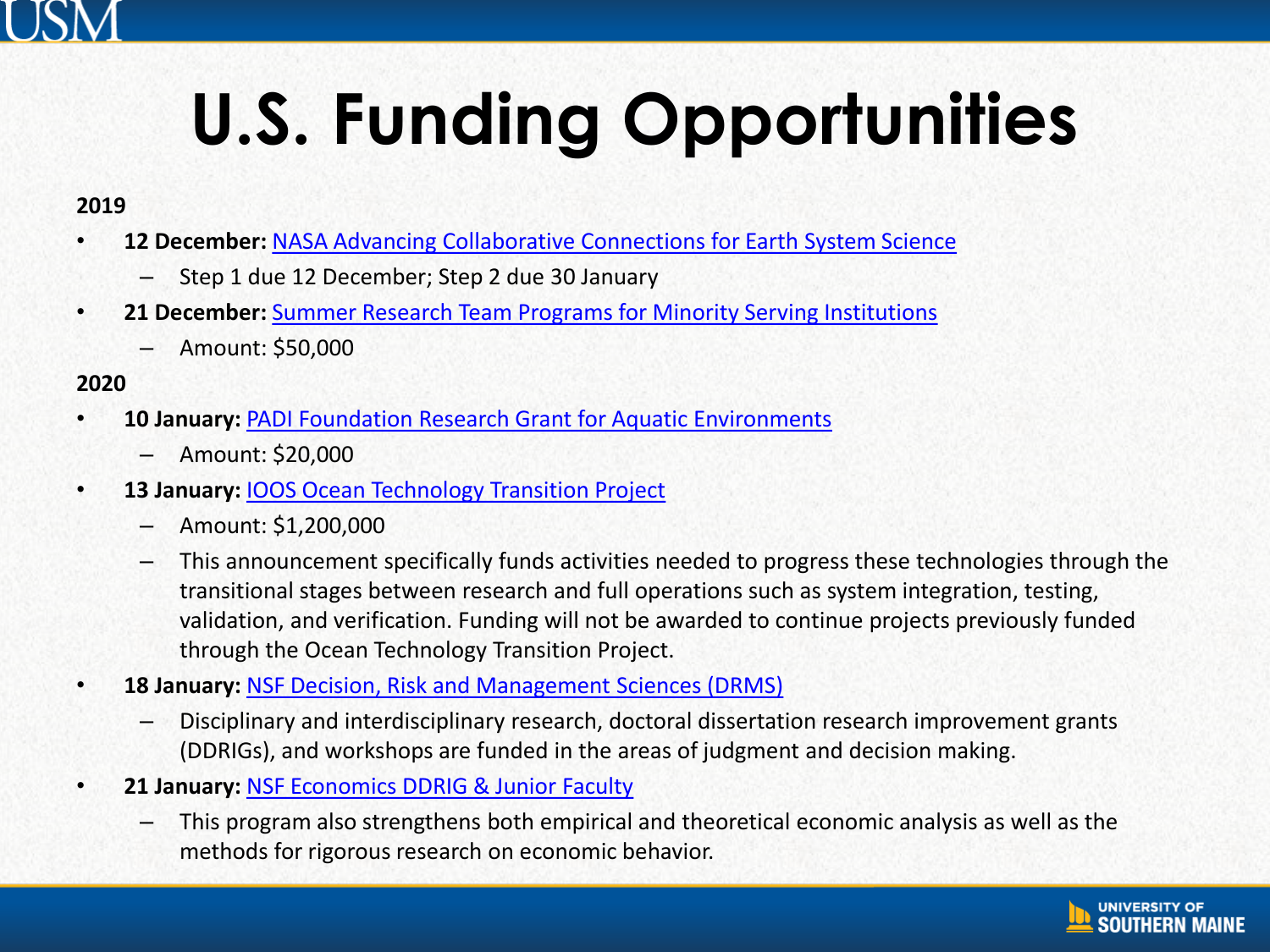# U.S. Funding Opportunities

**2019**

- **12 December:** NASA Advancing Collaborative Connections for Earth System Science
  - Step 1 due 12 December; Step 2 due 30 January
- **21 December:** Summer Research Team Programs for Minority Serving Institutions
  - Amount: $50,000

**2020**

- **10 January:** PADI Foundation Research Grant for Aquatic Environments
  - Amount: $20,000
- **13 January:** IOOS Ocean Technology Transition Project
  - Amount: $1,200,000
  - This announcement specifically funds activities needed to progress these technologies through the transitional stages between research and full operations such as system integration, testing, validation, and verification. Funding will not be awarded to continue projects previously funded through the Ocean Technology Transition Project.
- **18 January:** NSF Decision, Risk and Management Sciences (DRMS)
  - Disciplinary and interdisciplinary research, doctoral dissertation research improvement grants (DDRIGs), and workshops are funded in the areas of judgment and decision making.
- **21 January:** NSF Economics DDRIG & Junior Faculty
  - This program also strengthens both empirical and theoretical economic analysis as well as the methods for rigorous research on economic behavior.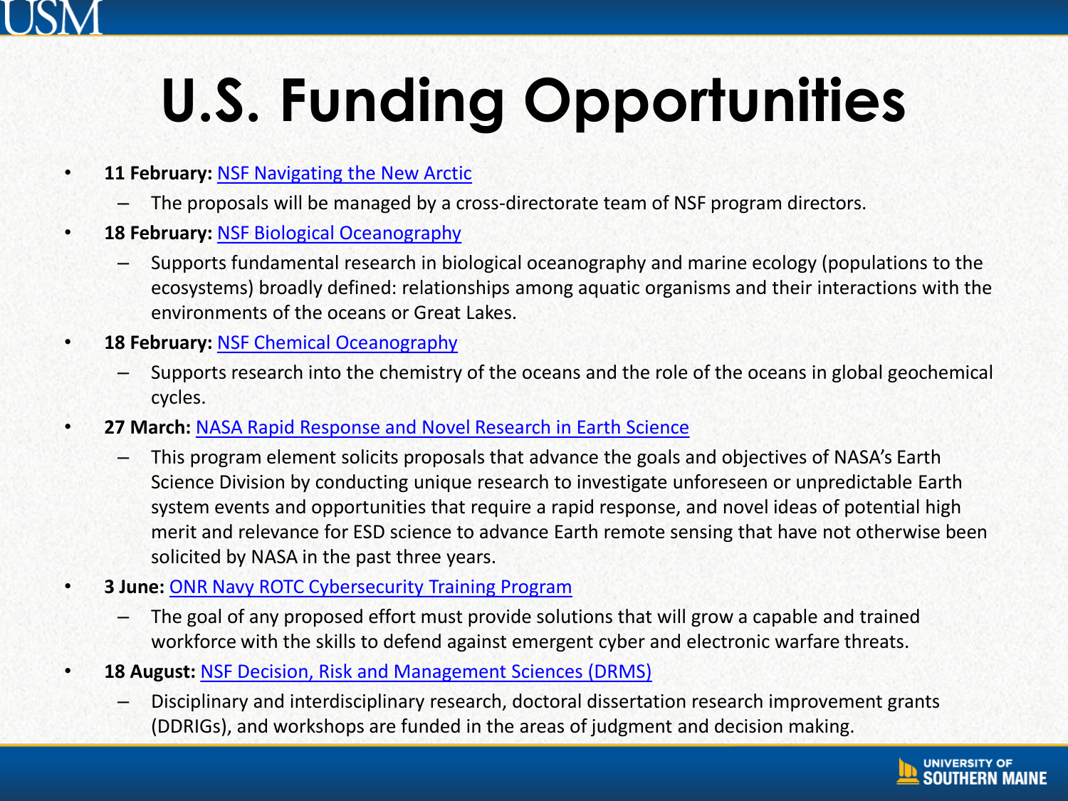# U.S. Funding Opportunities

- **11 February:** NSF Navigating the New Arctic
  - The proposals will be managed by a cross-directorate team of NSF program directors.
- **18 February:** NSF Biological Oceanography
  - Supports fundamental research in biological oceanography and marine ecology (populations to the ecosystems) broadly defined: relationships among aquatic organisms and their interactions with the environments of the oceans or Great Lakes.
- **18 February:** NSF Chemical Oceanography
  - Supports research into the chemistry of the oceans and the role of the oceans in global geochemical cycles.
- **27 March:** NASA Rapid Response and Novel Research in Earth Science
  - This program element solicits proposals that advance the goals and objectives of NASA's Earth Science Division by conducting unique research to investigate unforeseen or unpredictable Earth system events and opportunities that require a rapid response, and novel ideas of potential high merit and relevance for ESD science to advance Earth remote sensing that have not otherwise been solicited by NASA in the past three years.
- **3 June:** ONR Navy ROTC Cybersecurity Training Program
  - The goal of any proposed effort must provide solutions that will grow a capable and trained workforce with the skills to defend against emergent cyber and electronic warfare threats.
- **18 August:** NSF Decision, Risk and Management Sciences (DRMS)
  - Disciplinary and interdisciplinary research, doctoral dissertation research improvement grants (DDRIGs), and workshops are funded in the areas of judgment and decision making.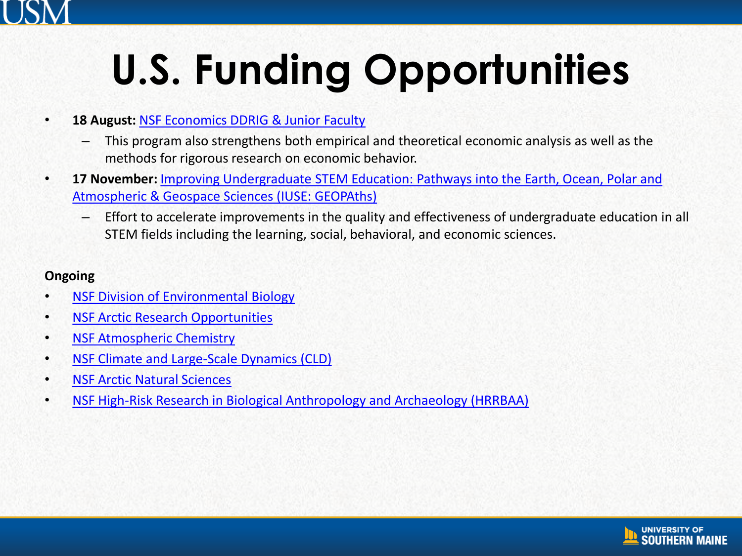# U.S. Funding Opportunities

- **18 August:** NSF Economics DDRIG & Junior Faculty
  - This program also strengthens both empirical and theoretical economic analysis as well as the methods for rigorous research on economic behavior.
- **17 November:** Improving Undergraduate STEM Education: Pathways into the Earth, Ocean, Polar and Atmospheric & Geospace Sciences (IUSE: GEOPAths)
  - Effort to accelerate improvements in the quality and effectiveness of undergraduate education in all STEM fields including the learning, social, behavioral, and economic sciences.

**Ongoing**

- NSF Division of Environmental Biology
- NSF Arctic Research Opportunities
- NSF Atmospheric Chemistry
- NSF Climate and Large-Scale Dynamics (CLD)
- NSF Arctic Natural Sciences
- NSF High-Risk Research in Biological Anthropology and Archaeology (HRRBAA)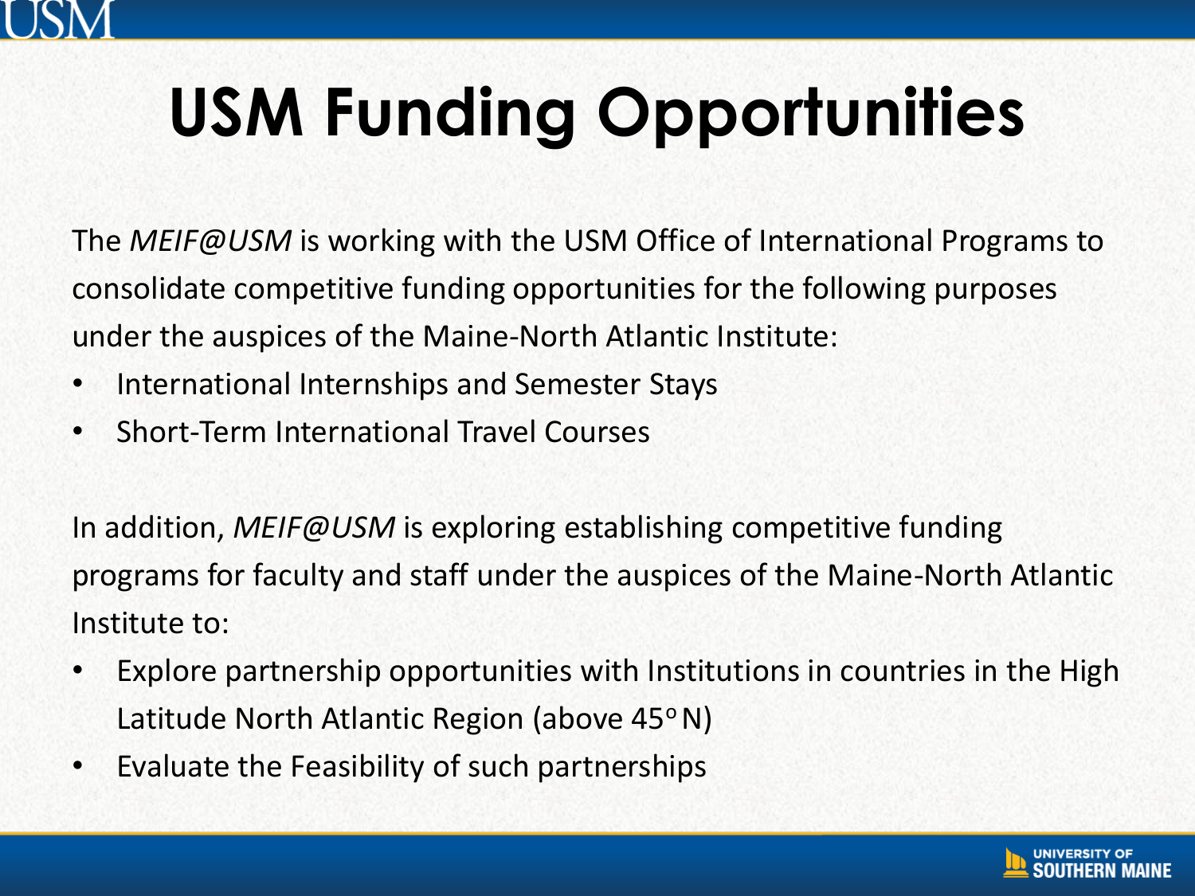# USM Funding Opportunities

The *MEIF@USM* is working with the USM Office of International Programs to consolidate competitive funding opportunities for the following purposes under the auspices of the Maine-North Atlantic Institute:

- International Internships and Semester Stays
- Short-Term International Travel Courses

In addition, *MEIF@USM* is exploring establishing competitive funding programs for faculty and staff under the auspices of the Maine-North Atlantic Institute to:

- Explore partnership opportunities with Institutions in countries in the High Latitude North Atlantic Region (above $45^{o}$ N)
- Evaluate the Feasibility of such partnerships